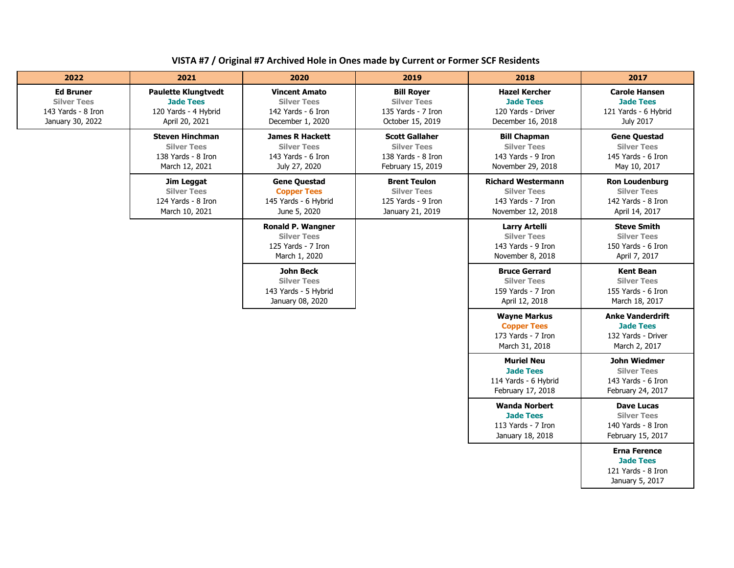# VISTA #7 / Original #7 Archived Hole in Ones made by Current or Former SCF Residents

| 2022 | 2021 | 2020 | 2019 | 2018 | 2017 |
|---|---|---|---|---|---|
| **Ed Bruner**<br>Silver Tees<br>143 Yards - 8 Iron<br>January 30, 2022 | **Paulette Klungtvedt**<br>Jade Tees<br>120 Yards - 4 Hybrid<br>April 20, 2021 | **Vincent Amato**<br>Silver Tees<br>142 Yards - 6 Iron<br>December 1, 2020 | **Bill Royer**<br>Silver Tees<br>135 Yards - 7 Iron<br>October 15, 2019 | **Hazel Kercher**<br>Jade Tees<br>120 Yards - Driver<br>December 16, 2018 | **Carole Hansen**<br>Jade Tees<br>121 Yards - 6 Hybrid<br>July 2017 |
| | **Steven Hinchman**<br>Silver Tees<br>138 Yards - 8 Iron<br>March 12, 2021 | **James R Hackett**<br>Silver Tees<br>143 Yards - 6 Iron<br>July 27, 2020 | **Scott Gallaher**<br>Silver Tees<br>138 Yards - 8 Iron<br>February 15, 2019 | **Bill Chapman**<br>Silver Tees<br>143 Yards - 9 Iron<br>November 29, 2018 | **Gene Questad**<br>Silver Tees<br>145 Yards - 6 Iron<br>May 10, 2017 |
| | **Jim Leggat**<br>Silver Tees<br>124 Yards - 8 Iron<br>March 10, 2021 | **Gene Questad**<br>Copper Tees<br>145 Yards - 6 Hybrid<br>June 5, 2020 | **Brent Teulon**<br>Silver Tees<br>125 Yards - 9 Iron<br>January 21, 2019 | **Richard Westermann**<br>Silver Tees<br>143 Yards - 7 Iron<br>November 12, 2018 | **Ron Loudenburg**<br>Silver Tees<br>142 Yards - 8 Iron<br>April 14, 2017 |
| | | **Ronald P. Wangner**<br>Silver Tees<br>125 Yards - 7 Iron<br>March 1, 2020 | | **Larry Artelli**<br>Silver Tees<br>143 Yards - 9 Iron<br>November 8, 2018 | **Steve Smith**<br>Silver Tees<br>150 Yards - 6 Iron<br>April 7, 2017 |
| | | **John Beck**<br>Silver Tees<br>143 Yards - 5 Hybrid<br>January 08, 2020 | | **Bruce Gerrard**<br>Silver Tees<br>159 Yards - 7 Iron<br>April 12, 2018 | **Kent Bean**<br>Silver Tees<br>155 Yards - 6 Iron<br>March 18, 2017 |
| | | | | **Wayne Markus**<br>Copper Tees<br>173 Yards - 7 Iron<br>March 31, 2018 | **Anke Vanderdrift**<br>Jade Tees<br>132 Yards - Driver<br>March 2, 2017 |
| | | | | **Muriel Neu**<br>Jade Tees<br>114 Yards - 6 Hybrid<br>February 17, 2018 | **John Wiedmer**<br>Silver Tees<br>143 Yards - 6 Iron<br>February 24, 2017 |
| | | | | **Wanda Norbert**<br>Jade Tees<br>113 Yards - 7 Iron<br>January 18, 2018 | **Dave Lucas**<br>Silver Tees<br>140 Yards - 8 Iron<br>February 15, 2017 |
| | | | | | **Erna Ference**<br>Jade Tees<br>121 Yards - 8 Iron<br>January 5, 2017 |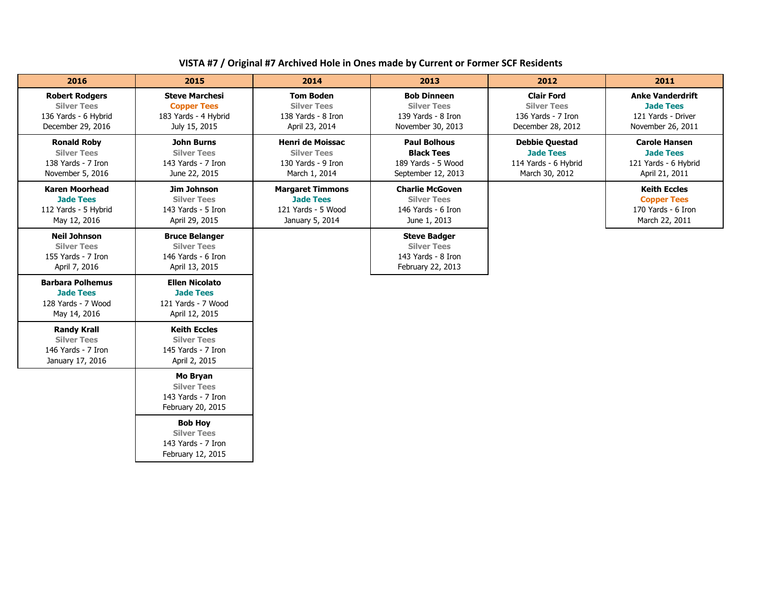# VISTA #7 / Original #7 Archived Hole in Ones made by Current or Former SCF Residents

| 2016 | 2015 | 2014 | 2013 | 2012 | 2011 |
|---|---|---|---|---|---|
| **Robert Rodgers**<br>**Silver Tees**<br>136 Yards - 6 Hybrid<br>December 29, 2016 | **Steve Marchesi**<br>**Copper Tees**<br>183 Yards - 4 Hybrid<br>July 15, 2015 | **Tom Boden**<br>**Silver Tees**<br>138 Yards - 8 Iron<br>April 23, 2014 | **Bob Dinneen**<br>**Silver Tees**<br>139 Yards - 8 Iron<br>November 30, 2013 | **Clair Ford**<br>**Silver Tees**<br>136 Yards - 7 Iron<br>December 28, 2012 | **Anke Vanderdrift**<br>**Jade Tees**<br>121 Yards - Driver<br>November 26, 2011 |
| **Ronald Roby**<br>**Silver Tees**<br>138 Yards - 7 Iron<br>November 5, 2016 | **John Burns**<br>**Silver Tees**<br>143 Yards - 7 Iron<br>June 22, 2015 | **Henri de Moissac**<br>**Silver Tees**<br>130 Yards - 9 Iron<br>March 1, 2014 | **Paul Bolhous**<br>**Black Tees**<br>189 Yards - 5 Wood<br>September 12, 2013 | **Debbie Questad**<br>**Jade Tees**<br>114 Yards - 6 Hybrid<br>March 30, 2012 | **Carole Hansen**<br>**Jade Tees**<br>121 Yards - 6 Hybrid<br>April 21, 2011 |
| **Karen Moorhead**<br>**Jade Tees**<br>112 Yards - 5 Hybrid<br>May 12, 2016 | **Jim Johnson**<br>**Silver Tees**<br>143 Yards - 5 Iron<br>April 29, 2015 | **Margaret Timmons**<br>**Jade Tees**<br>121 Yards - 5 Wood<br>January 5, 2014 | **Charlie McGoven**<br>**Silver Tees**<br>146 Yards - 6 Iron<br>June 1, 2013 | | **Keith Eccles**<br>**Copper Tees**<br>170 Yards - 6 Iron<br>March 22, 2011 |
| **Neil Johnson**<br>**Silver Tees**<br>155 Yards - 7 Iron<br>April 7, 2016 | **Bruce Belanger**<br>**Silver Tees**<br>146 Yards - 6 Iron<br>April 13, 2015 | | **Steve Badger**<br>**Silver Tees**<br>143 Yards - 8 Iron<br>February 22, 2013 | | |
| **Barbara Polhemus**<br>**Jade Tees**<br>128 Yards - 7 Wood<br>May 14, 2016 | **Ellen Nicolato**<br>**Jade Tees**<br>121 Yards - 7 Wood<br>April 12, 2015 | | | | |
| **Randy Krall**<br>**Silver Tees**<br>146 Yards - 7 Iron<br>January 17, 2016 | **Keith Eccles**<br>**Silver Tees**<br>145 Yards - 7 Iron<br>April 2, 2015 | | | | |
| | **Mo Bryan**<br>**Silver Tees**<br>143 Yards - 7 Iron<br>February 20, 2015 | | | | |
| | **Bob Hoy**<br>**Silver Tees**<br>143 Yards - 7 Iron<br>February 12, 2015 | | | | |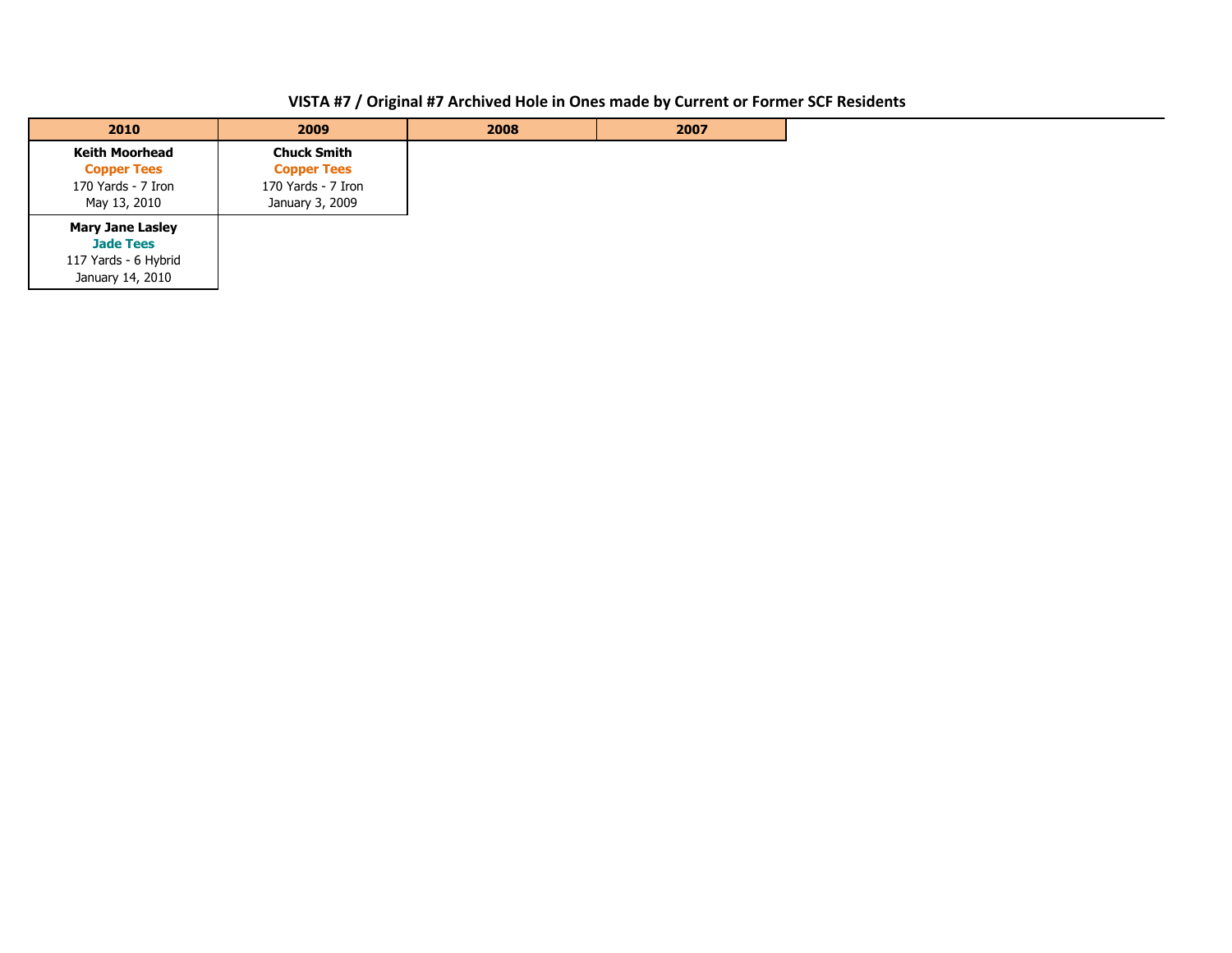## VISTA #7 / Original #7 Archived Hole in Ones made by Current or Former SCF Residents

| 2010 | 2009 | 2008 | 2007 |
|---|---|---|---|
| **Keith Moorhead**<br>**Copper Tees**<br>170 Yards - 7 Iron<br>May 13, 2010 | **Chuck Smith**<br>**Copper Tees**<br>170 Yards - 7 Iron<br>January 3, 2009 | | |
| **Mary Jane Lasley**<br>**Jade Tees**<br>117 Yards - 6 Hybrid<br>January 14, 2010 | | | |